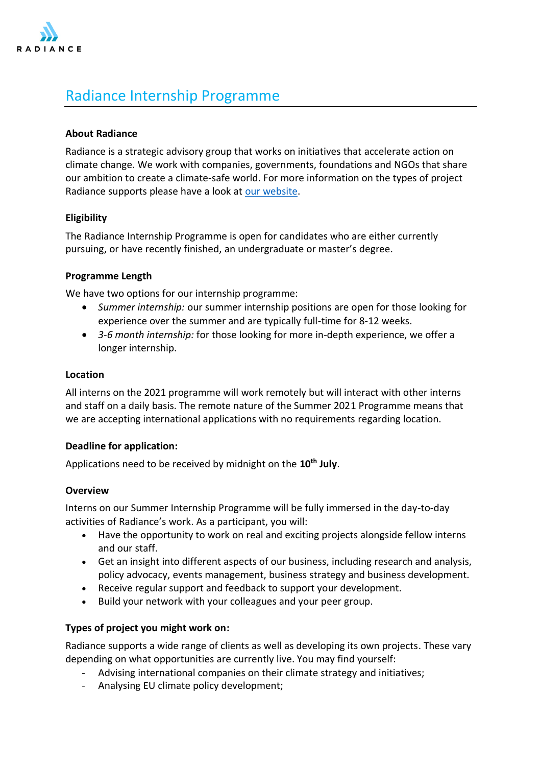# Radiance Internship Programme

**About Radiance**

Radiance is a strategic advisory group that works on initiatives that accelerate action on climate change. We work with companies, governments, foundations and NGOs that share our ambition to create a climate-safe world. For more information on the types of project Radiance supports please have a look at our website.

**Eligibility**

The Radiance Internship Programme is open for candidates who are either currently pursuing, or have recently finished, an undergraduate or master's degree.

**Programme Length**

We have two options for our internship programme:

- *Summer internship:* our summer internship positions are open for those looking for experience over the summer and are typically full-time for 8-12 weeks.
- *3-6 month internship:* for those looking for more in-depth experience, we offer a longer internship.

**Location**

All interns on the 2021 programme will work remotely but will interact with other interns and staff on a daily basis. The remote nature of the Summer 2021 Programme means that we are accepting international applications with no requirements regarding location.

**Deadline for application:**

Applications need to be received by midnight on the **10th July**.

**Overview**

Interns on our Summer Internship Programme will be fully immersed in the day-to-day activities of Radiance's work. As a participant, you will:

- Have the opportunity to work on real and exciting projects alongside fellow interns and our staff.
- Get an insight into different aspects of our business, including research and analysis, policy advocacy, events management, business strategy and business development.
- Receive regular support and feedback to support your development.
- Build your network with your colleagues and your peer group.

**Types of project you might work on:**

Radiance supports a wide range of clients as well as developing its own projects. These vary depending on what opportunities are currently live. You may find yourself:

- Advising international companies on their climate strategy and initiatives;
- Analysing EU climate policy development;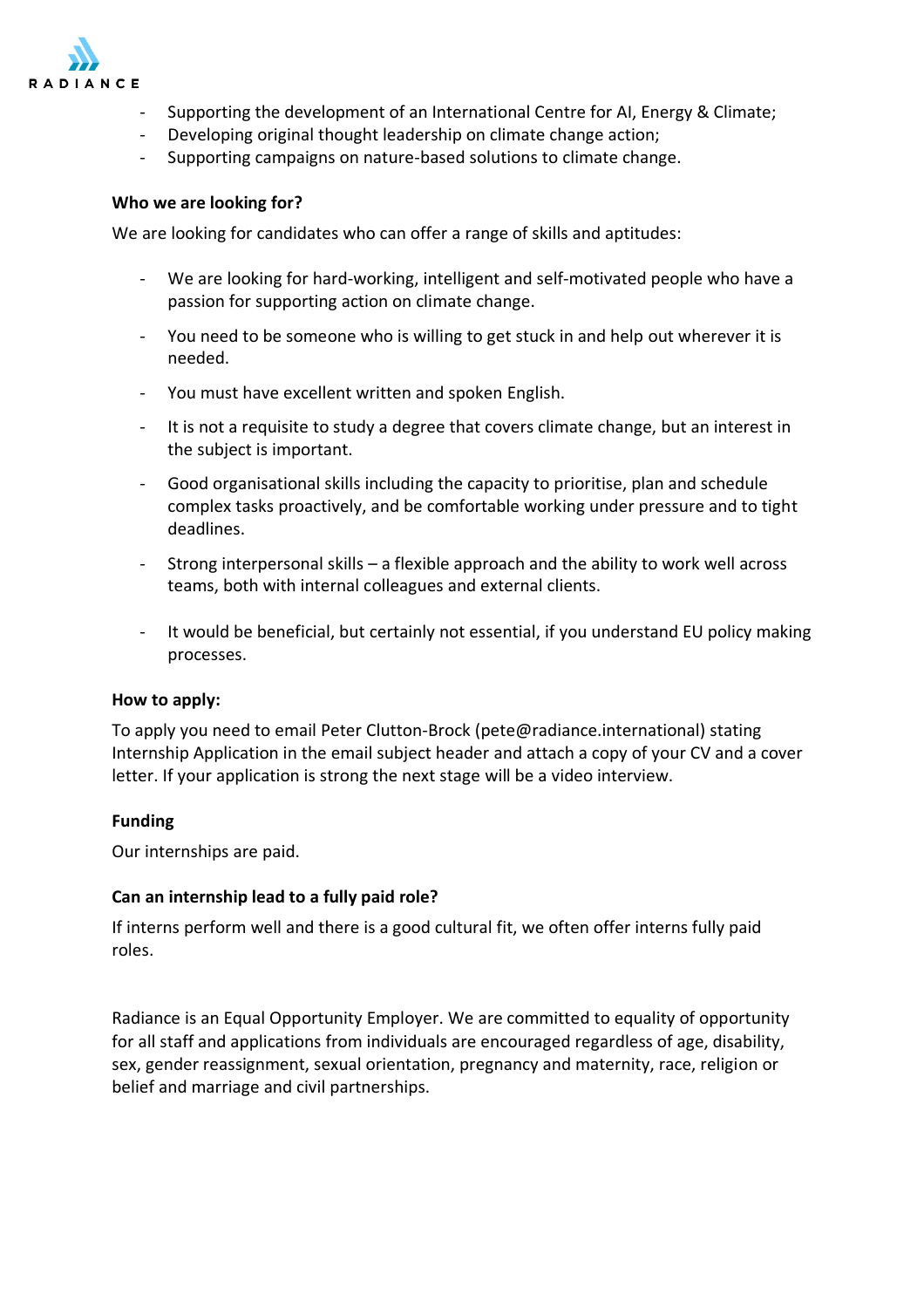- Supporting the development of an International Centre for AI, Energy & Climate;
- Developing original thought leadership on climate change action;
- Supporting campaigns on nature-based solutions to climate change.

**Who we are looking for?**

We are looking for candidates who can offer a range of skills and aptitudes:

- We are looking for hard-working, intelligent and self-motivated people who have a passion for supporting action on climate change.
- You need to be someone who is willing to get stuck in and help out wherever it is needed.
- You must have excellent written and spoken English.
- It is not a requisite to study a degree that covers climate change, but an interest in the subject is important.
- Good organisational skills including the capacity to prioritise, plan and schedule complex tasks proactively, and be comfortable working under pressure and to tight deadlines.
- Strong interpersonal skills – a flexible approach and the ability to work well across teams, both with internal colleagues and external clients.
- It would be beneficial, but certainly not essential, if you understand EU policy making processes.

**How to apply:**

To apply you need to email Peter Clutton-Brock (pete@radiance.international) stating Internship Application in the email subject header and attach a copy of your CV and a cover letter. If your application is strong the next stage will be a video interview.

**Funding**

Our internships are paid.

**Can an internship lead to a fully paid role?**

If interns perform well and there is a good cultural fit, we often offer interns fully paid roles.

Radiance is an Equal Opportunity Employer. We are committed to equality of opportunity for all staff and applications from individuals are encouraged regardless of age, disability, sex, gender reassignment, sexual orientation, pregnancy and maternity, race, religion or belief and marriage and civil partnerships.